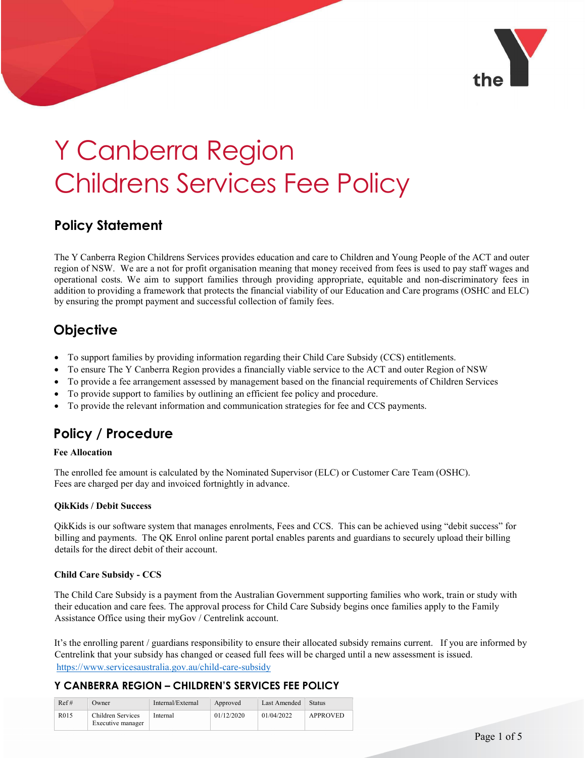# Y Canberra Region Childrens Services Fee Policy

## Policy Statement

The Y Canberra Region Childrens Services provides education and care to Children and Young People of the ACT and outer region of NSW. We are a not for profit organisation meaning that money received from fees is used to pay staff wages and operational costs. We aim to support families through providing appropriate, equitable and non-discriminatory fees in addition to providing a framework that protects the financial viability of our Education and Care programs (OSHC and ELC) by ensuring the prompt payment and successful collection of family fees.

## Objective

- To support families by providing information regarding their Child Care Subsidy (CCS) entitlements.
- To ensure The Y Canberra Region provides a financially viable service to the ACT and outer Region of NSW
- To provide a fee arrangement assessed by management based on the financial requirements of Children Services
- To provide support to families by outlining an efficient fee policy and procedure.
- To provide the relevant information and communication strategies for fee and CCS payments.

## Policy / Procedure

### Fee Allocation

The enrolled fee amount is calculated by the Nominated Supervisor (ELC) or Customer Care Team (OSHC).
Fees are charged per day and invoiced fortnightly in advance.

### QikKids / Debit Success

QikKids is our software system that manages enrolments, Fees and CCS. This can be achieved using "debit success" for billing and payments. The QK Enrol online parent portal enables parents and guardians to securely upload their billing details for the direct debit of their account.

### Child Care Subsidy - CCS

The Child Care Subsidy is a payment from the Australian Government supporting families who work, train or study with their education and care fees. The approval process for Child Care Subsidy begins once families apply to the Family Assistance Office using their myGov / Centrelink account.

It's the enrolling parent / guardians responsibility to ensure their allocated subsidy remains current. If you are informed by Centrelink that your subsidy has changed or ceased full fees will be charged until a new assessment is issued.
https://www.servicesaustralia.gov.au/child-care-subsidy

**Y CANBERRA REGION – CHILDREN'S SERVICES FEE POLICY**

| Ref # | Owner | Internal/External | Approved | Last Amended | Status |
|---|---|---|---|---|---|
| R015 | Children Services Executive manager | Internal | 01/12/2020 | 01/04/2022 | APPROVED |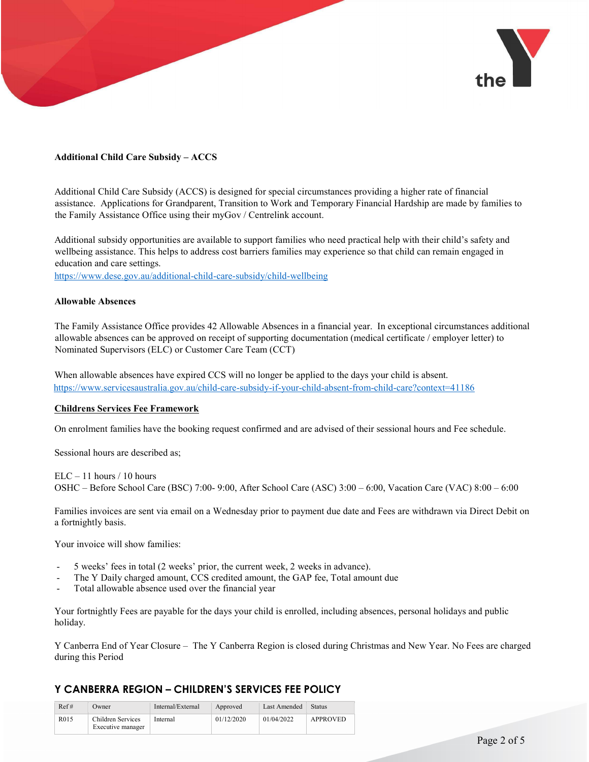**Additional Child Care Subsidy – ACCS**

Additional Child Care Subsidy (ACCS) is designed for special circumstances providing a higher rate of financial assistance. Applications for Grandparent, Transition to Work and Temporary Financial Hardship are made by families to the Family Assistance Office using their myGov / Centrelink account.

Additional subsidy opportunities are available to support families who need practical help with their child's safety and wellbeing assistance. This helps to address cost barriers families may experience so that child can remain engaged in education and care settings.
https://www.dese.gov.au/additional-child-care-subsidy/child-wellbeing

**Allowable Absences**

The Family Assistance Office provides 42 Allowable Absences in a financial year. In exceptional circumstances additional allowable absences can be approved on receipt of supporting documentation (medical certificate / employer letter) to Nominated Supervisors (ELC) or Customer Care Team (CCT)

When allowable absences have expired CCS will no longer be applied to the days your child is absent.
https://www.servicesaustralia.gov.au/child-care-subsidy-if-your-child-absent-from-child-care?context=41186

**Childrens Services Fee Framework**

On enrolment families have the booking request confirmed and are advised of their sessional hours and Fee schedule.

Sessional hours are described as;

ELC – 11 hours / 10 hours
OSHC – Before School Care (BSC) 7:00- 9:00, After School Care (ASC) 3:00 – 6:00, Vacation Care (VAC) 8:00 – 6:00

Families invoices are sent via email on a Wednesday prior to payment due date and Fees are withdrawn via Direct Debit on a fortnightly basis.

Your invoice will show families:

- 5 weeks' fees in total (2 weeks' prior, the current week, 2 weeks in advance).
- The Y Daily charged amount, CCS credited amount, the GAP fee, Total amount due
- Total allowable absence used over the financial year

Your fortnightly Fees are payable for the days your child is enrolled, including absences, personal holidays and public holiday.

Y Canberra End of Year Closure – The Y Canberra Region is closed during Christmas and New Year. No Fees are charged during this Period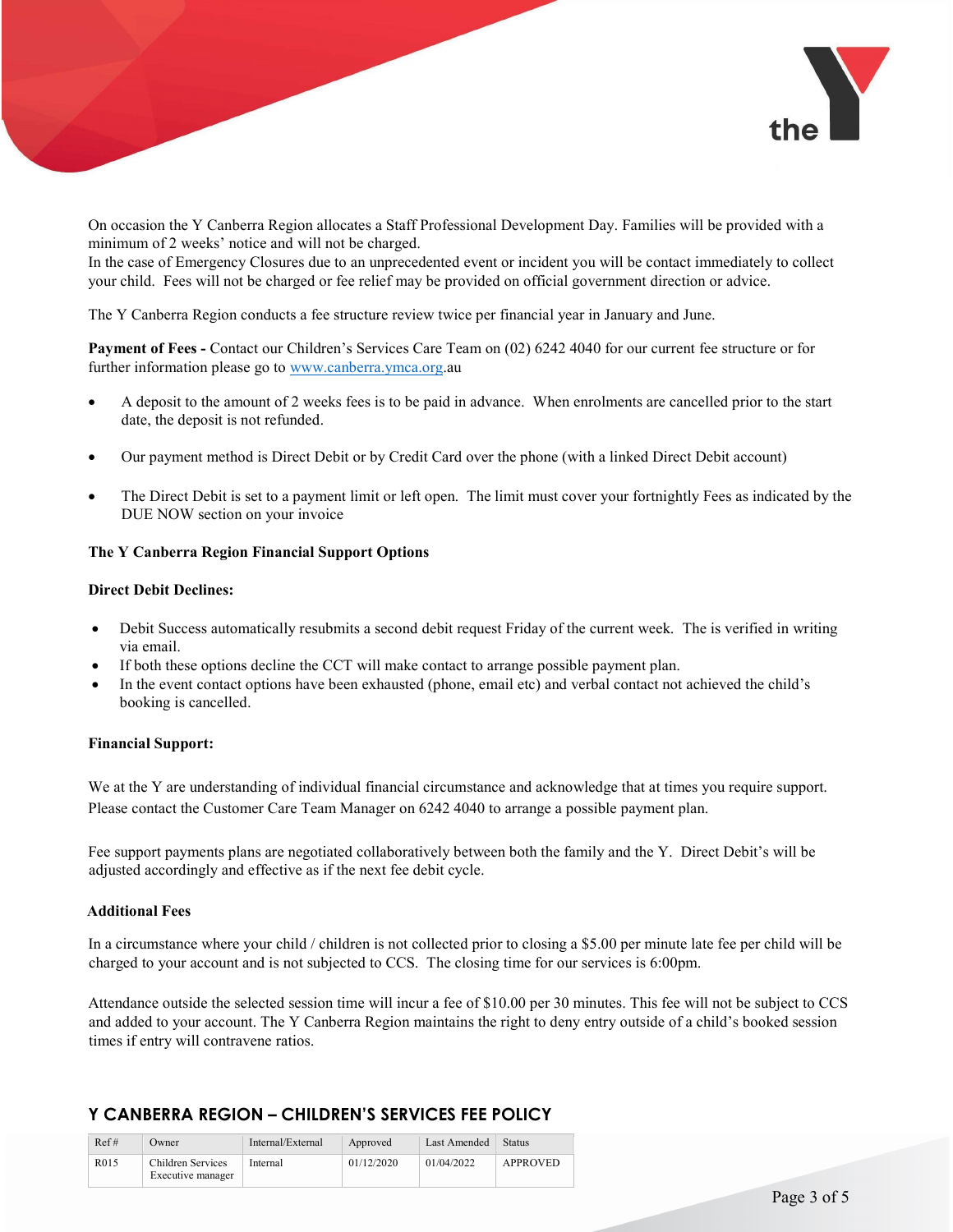On occasion the Y Canberra Region allocates a Staff Professional Development Day. Families will be provided with a minimum of 2 weeks' notice and will not be charged.
In the case of Emergency Closures due to an unprecedented event or incident you will be contact immediately to collect your child. Fees will not be charged or fee relief may be provided on official government direction or advice.

The Y Canberra Region conducts a fee structure review twice per financial year in January and June.

**Payment of Fees -** Contact our Children's Services Care Team on (02) 6242 4040 for our current fee structure or for further information please go to www.canberra.ymca.org.au

- A deposit to the amount of 2 weeks fees is to be paid in advance. When enrolments are cancelled prior to the start date, the deposit is not refunded.

- Our payment method is Direct Debit or by Credit Card over the phone (with a linked Direct Debit account)

- The Direct Debit is set to a payment limit or left open. The limit must cover your fortnightly Fees as indicated by the DUE NOW section on your invoice

**The Y Canberra Region Financial Support Options**

**Direct Debit Declines:**

- Debit Success automatically resubmits a second debit request Friday of the current week. The is verified in writing via email.
- If both these options decline the CCT will make contact to arrange possible payment plan.
- In the event contact options have been exhausted (phone, email etc) and verbal contact not achieved the child's booking is cancelled.

**Financial Support:**

We at the Y are understanding of individual financial circumstance and acknowledge that at times you require support. Please contact the Customer Care Team Manager on 6242 4040 to arrange a possible payment plan.

Fee support payments plans are negotiated collaboratively between both the family and the Y. Direct Debit's will be adjusted accordingly and effective as if the next fee debit cycle.

**Additional Fees**

In a circumstance where your child / children is not collected prior to closing a $5.00 per minute late fee per child will be charged to your account and is not subjected to CCS. The closing time for our services is 6:00pm.

Attendance outside the selected session time will incur a fee of $10.00 per 30 minutes. This fee will not be subject to CCS and added to your account. The Y Canberra Region maintains the right to deny entry outside of a child's booked session times if entry will contravene ratios.

## Y CANBERRA REGION – CHILDREN'S SERVICES FEE POLICY

| Ref # | Owner | Internal/External | Approved | Last Amended | Status |
|---|---|---|---|---|---|
| R015 | Children Services Executive manager | Internal | 01/12/2020 | 01/04/2022 | APPROVED |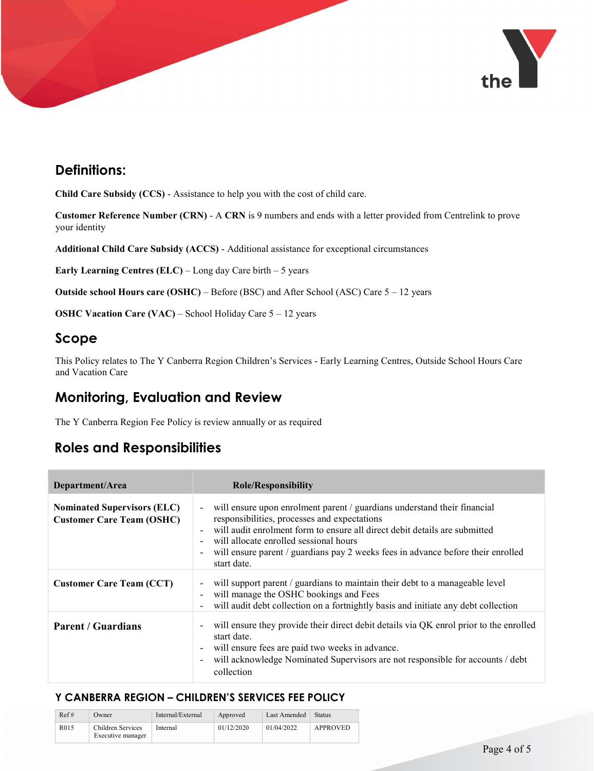## Definitions:

**Child Care Subsidy (CCS)** - Assistance to help you with the cost of child care.

**Customer Reference Number (CRN)** - A **CRN** is 9 numbers and ends with a letter provided from Centrelink to prove your identity

**Additional Child Care Subsidy (ACCS)** - Additional assistance for exceptional circumstances

**Early Learning Centres (ELC)** – Long day Care birth – 5 years

**Outside school Hours care (OSHC)** – Before (BSC) and After School (ASC) Care 5 – 12 years

**OSHC Vacation Care (VAC)** – School Holiday Care 5 – 12 years

## Scope

This Policy relates to The Y Canberra Region Children's Services - Early Learning Centres, Outside School Hours Care and Vacation Care

## Monitoring, Evaluation and Review

The Y Canberra Region Fee Policy is review annually or as required

## Roles and Responsibilities

| Department/Area | Role/Responsibility |
|---|---|
| **Nominated Supervisors (ELC)**<br>**Customer Care Team (OSHC)** | - will ensure upon enrolment parent / guardians understand their financial responsibilities, processes and expectations<br>- will audit enrolment form to ensure all direct debit details are submitted<br>- will allocate enrolled sessional hours<br>- will ensure parent / guardians pay 2 weeks fees in advance before their enrolled start date. |
| **Customer Care Team (CCT)** | - will support parent / guardians to maintain their debt to a manageable level<br>- will manage the OSHC bookings and Fees<br>- will audit debt collection on a fortnightly basis and initiate any debt collection |
| **Parent / Guardians** | - will ensure they provide their direct debit details via QK enrol prior to the enrolled start date.<br>- will ensure fees are paid two weeks in advance.<br>- will acknowledge Nominated Supervisors are not responsible for accounts / debt collection |

**Y CANBERRA REGION – CHILDREN'S SERVICES FEE POLICY**

| Ref # | Owner | Internal/External | Approved | Last Amended | Status |
|---|---|---|---|---|---|
| R015 | Children Services Executive manager | Internal | 01/12/2020 | 01/04/2022 | APPROVED |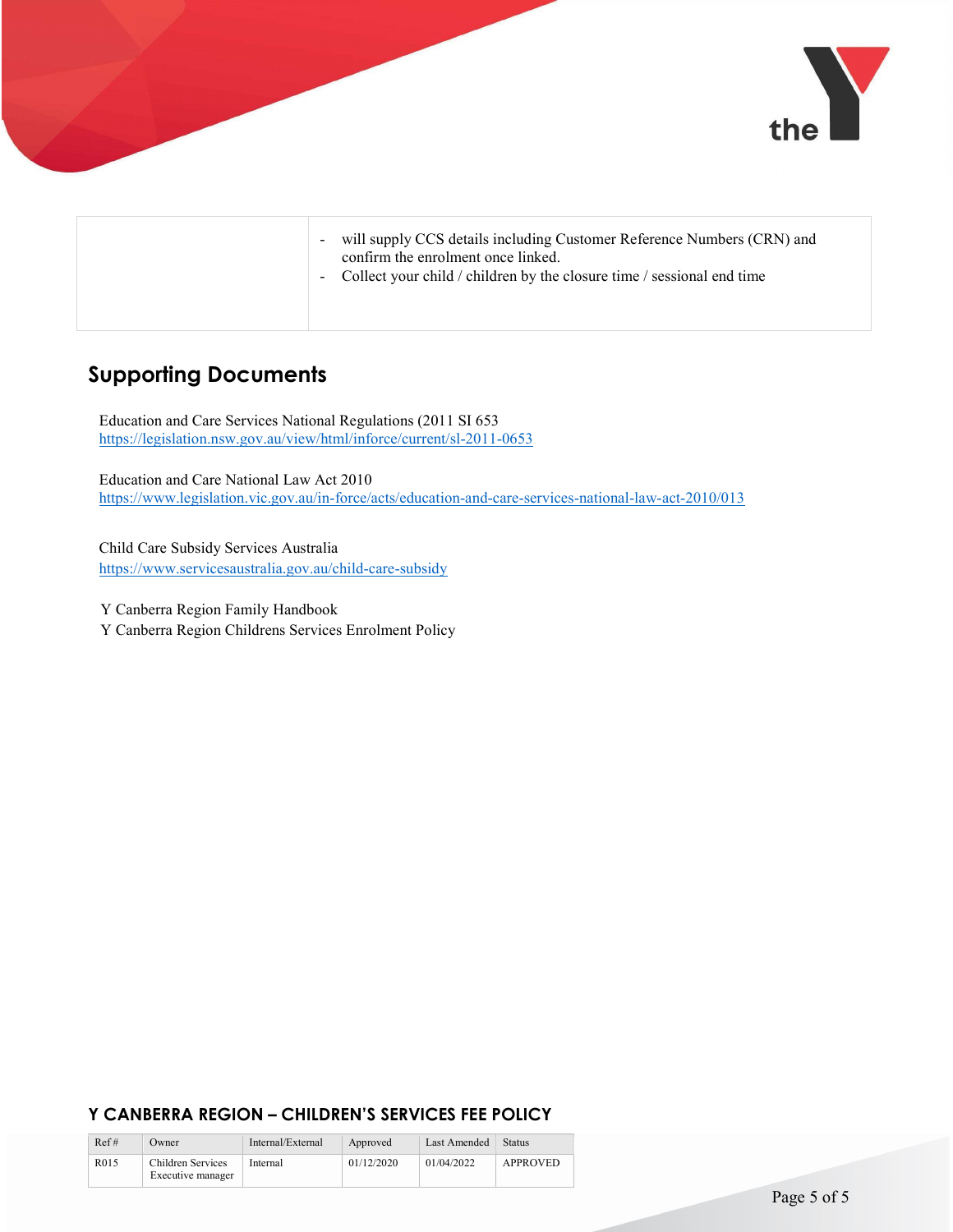| | |
|---|---|
| | - will supply CCS details including Customer Reference Numbers (CRN) and confirm the enrolment once linked.<br>- Collect your child / children by the closure time / sessional end time |

## Supporting Documents

Education and Care Services National Regulations (2011 SI 653
https://legislation.nsw.gov.au/view/html/inforce/current/sl-2011-0653

Education and Care National Law Act 2010
https://www.legislation.vic.gov.au/in-force/acts/education-and-care-services-national-law-act-2010/013

Child Care Subsidy Services Australia
https://www.servicesaustralia.gov.au/child-care-subsidy

Y Canberra Region Family Handbook
Y Canberra Region Childrens Services Enrolment Policy

**Y CANBERRA REGION – CHILDREN'S SERVICES FEE POLICY**

| Ref # | Owner | Internal/External | Approved | Last Amended | Status |
|---|---|---|---|---|---|
| R015 | Children Services Executive manager | Internal | 01/12/2020 | 01/04/2022 | APPROVED |